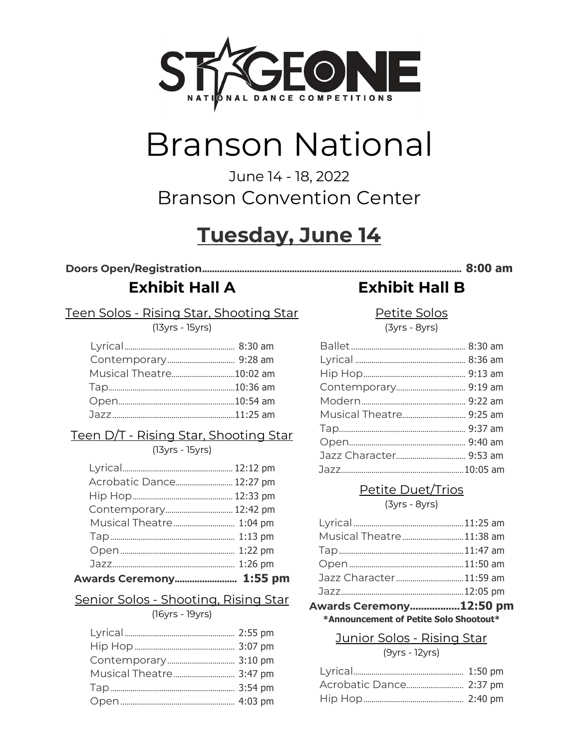STAGEONE NATIONAL DANCE COMPETITIONS

# Branson National

June 14 - 18, 2022

Branson Convention Center

## Tuesday, June 14

**Doors Open/Registration.......... 8:00 am**

### Exhibit Hall A

#### Teen Solos - Rising Star, Shooting Star
(13yrs - 15yrs)

- Lyrical.......... 8:30 am
- Contemporary.......... 9:28 am
- Musical Theatre.......... 10:02 am
- Tap.......... 10:36 am
- Open.......... 10:54 am
- Jazz.......... 11:25 am

#### Teen D/T - Rising Star, Shooting Star
(13yrs - 15yrs)

- Lyrical.......... 12:12 pm
- Acrobatic Dance.......... 12:27 pm
- Hip Hop.......... 12:33 pm
- Contemporary.......... 12:42 pm
- Musical Theatre.......... 1:04 pm
- Tap.......... 1:13 pm
- Open.......... 1:22 pm
- Jazz.......... 1:26 pm

**Awards Ceremony.......... 1:55 pm**

#### Senior Solos - Shooting, Rising Star
(16yrs - 19yrs)

- Lyrical.......... 2:55 pm
- Hip Hop.......... 3:07 pm
- Contemporary.......... 3:10 pm
- Musical Theatre.......... 3:47 pm
- Tap.......... 3:54 pm
- Open.......... 4:03 pm

### Exhibit Hall B

#### Petite Solos
(3yrs - 8yrs)

- Ballet.......... 8:30 am
- Lyrical.......... 8:36 am
- Hip Hop.......... 9:13 am
- Contemporary.......... 9:19 am
- Modern.......... 9:22 am
- Musical Theatre.......... 9:25 am
- Tap.......... 9:37 am
- Open.......... 9:40 am
- Jazz Character.......... 9:53 am
- Jazz.......... 10:05 am

#### Petite Duet/Trios
(3yrs - 8yrs)

- Lyrical.......... 11:25 am
- Musical Theatre.......... 11:38 am
- Tap.......... 11:47 am
- Open.......... 11:50 am
- Jazz Character.......... 11:59 am
- Jazz.......... 12:05 pm

**Awards Ceremony.......... 12:50 pm**

***Announcement of Petite Solo Shootout***

#### Junior Solos - Rising Star
(9yrs - 12yrs)

- Lyrical.......... 1:50 pm
- Acrobatic Dance.......... 2:37 pm
- Hip Hop.......... 2:40 pm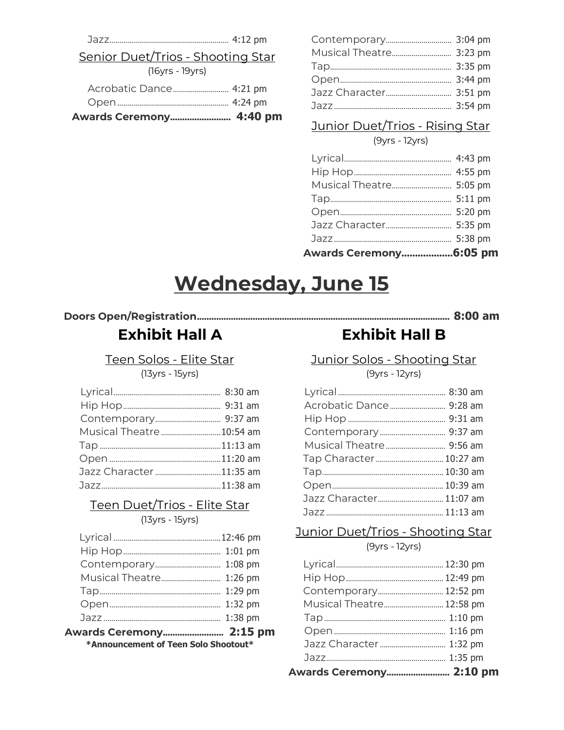Jazz.......... 4:12 pm

Senior Duet/Trios - Shooting Star

(16yrs - 19yrs)

Acrobatic Dance.......... 4:21 pm
Open.......... 4:24 pm

**Awards Ceremony.......... 4:40 pm**

Contemporary.......... 3:04 pm
Musical Theatre.......... 3:23 pm
Tap.......... 3:35 pm
Open.......... 3:44 pm
Jazz Character.......... 3:51 pm
Jazz.......... 3:54 pm

Junior Duet/Trios - Rising Star

(9yrs - 12yrs)

Lyrical.......... 4:43 pm
Hip Hop.......... 4:55 pm
Musical Theatre.......... 5:05 pm
Tap.......... 5:11 pm
Open.......... 5:20 pm
Jazz Character.......... 5:35 pm
Jazz.......... 5:38 pm

**Awards Ceremony..........6:05 pm**

# Wednesday, June 15

**Doors Open/Registration.......... 8:00 am**

## Exhibit Hall A

Teen Solos - Elite Star

(13yrs - 15yrs)

Lyrical.......... 8:30 am
Hip Hop.......... 9:31 am
Contemporary.......... 9:37 am
Musical Theatre..........10:54 am
Tap..........11:13 am
Open..........11:20 am
Jazz Character..........11:35 am
Jazz..........11:38 am

Teen Duet/Trios - Elite Star

(13yrs - 15yrs)

Lyrical..........12:46 pm
Hip Hop.......... 1:01 pm
Contemporary.......... 1:08 pm
Musical Theatre.......... 1:26 pm
Tap.......... 1:29 pm
Open.......... 1:32 pm
Jazz.......... 1:38 pm

**Awards Ceremony.......... 2:15 pm**

***Announcement of Teen Solo Shootout***

## Exhibit Hall B

Junior Solos - Shooting Star

(9yrs - 12yrs)

Lyrical.......... 8:30 am
Acrobatic Dance.......... 9:28 am
Hip Hop.......... 9:31 am
Contemporary.......... 9:37 am
Musical Theatre.......... 9:56 am
Tap Character..........10:27 am
Tap..........10:30 am
Open..........10:39 am
Jazz Character..........11:07 am
Jazz..........11:13 am

Junior Duet/Trios - Shooting Star

(9yrs - 12yrs)

Lyrical..........12:30 pm
Hip Hop..........12:49 pm
Contemporary..........12:52 pm
Musical Theatre..........12:58 pm
Tap.......... 1:10 pm
Open.......... 1:16 pm
Jazz Character.......... 1:32 pm
Jazz.......... 1:35 pm

**Awards Ceremony.......... 2:10 pm**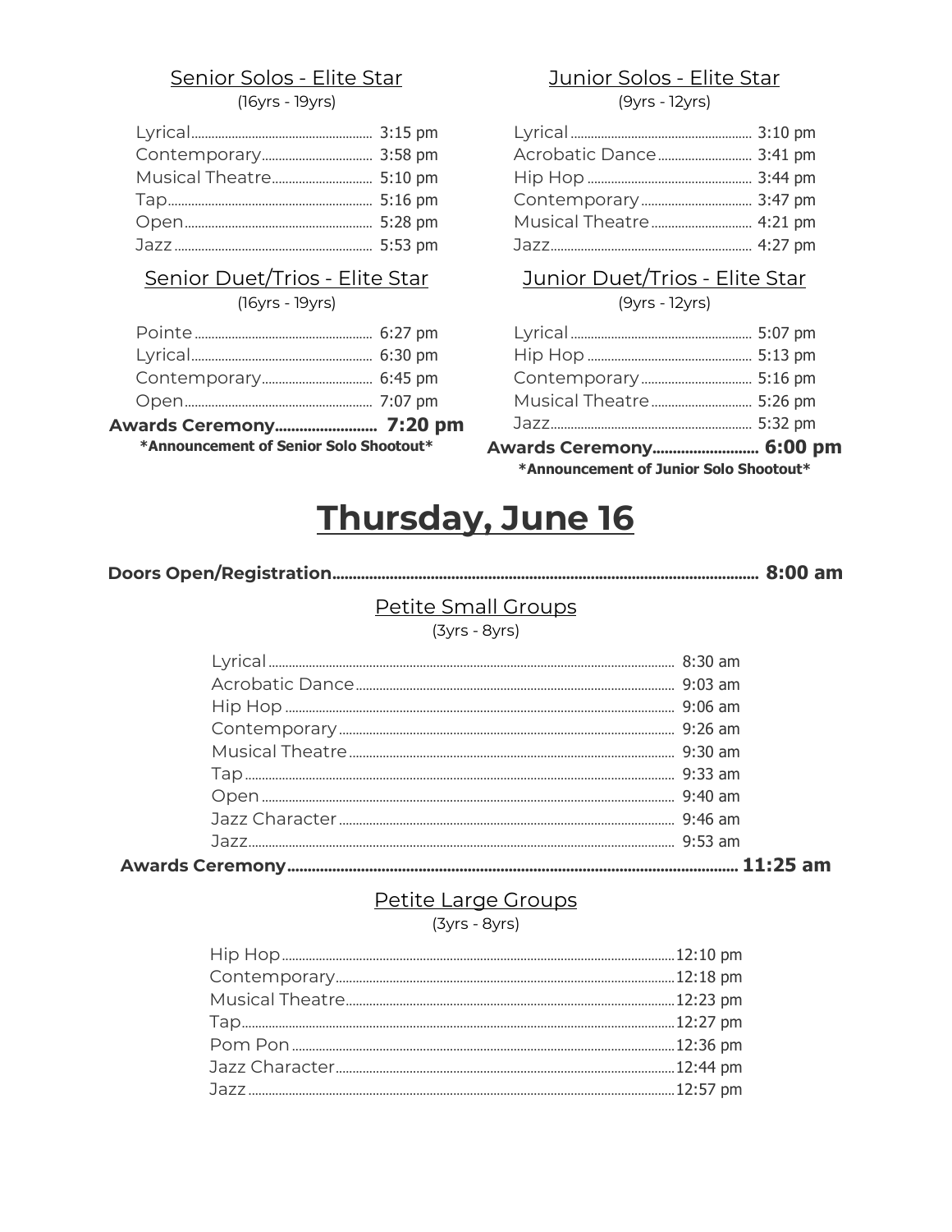## Senior Solos - Elite Star

(16yrs - 19yrs)

| | |
|---|---|
| Lyrical | 3:15 pm |
| Contemporary | 3:58 pm |
| Musical Theatre | 5:10 pm |
| Tap | 5:16 pm |
| Open | 5:28 pm |
| Jazz | 5:53 pm |

## Senior Duet/Trios - Elite Star

(16yrs - 19yrs)

| | |
|---|---|
| Pointe | 6:27 pm |
| Lyrical | 6:30 pm |
| Contemporary | 6:45 pm |
| Open | 7:07 pm |

**Awards Ceremony........................ 7:20 pm**

***Announcement of Senior Solo Shootout***

## Junior Solos - Elite Star

(9yrs - 12yrs)

| | |
|---|---|
| Lyrical | 3:10 pm |
| Acrobatic Dance | 3:41 pm |
| Hip Hop | 3:44 pm |
| Contemporary | 3:47 pm |
| Musical Theatre | 4:21 pm |
| Jazz | 4:27 pm |

## Junior Duet/Trios - Elite Star

(9yrs - 12yrs)

| | |
|---|---|
| Lyrical | 5:07 pm |
| Hip Hop | 5:13 pm |
| Contemporary | 5:16 pm |
| Musical Theatre | 5:26 pm |
| Jazz | 5:32 pm |

**Awards Ceremony......................... 6:00 pm**

***Announcement of Junior Solo Shootout***

# Thursday, June 16

**Doors Open/Registration........................................ 8:00 am**

## Petite Small Groups

(3yrs - 8yrs)

| | |
|---|---|
| Lyrical | 8:30 am |
| Acrobatic Dance | 9:03 am |
| Hip Hop | 9:06 am |
| Contemporary | 9:26 am |
| Musical Theatre | 9:30 am |
| Tap | 9:33 am |
| Open | 9:40 am |
| Jazz Character | 9:46 am |
| Jazz | 9:53 am |

**Awards Ceremony........................................ 11:25 am**

## Petite Large Groups

(3yrs - 8yrs)

| | |
|---|---|
| Hip Hop | 12:10 pm |
| Contemporary | 12:18 pm |
| Musical Theatre | 12:23 pm |
| Tap | 12:27 pm |
| Pom Pon | 12:36 pm |
| Jazz Character | 12:44 pm |
| Jazz | 12:57 pm |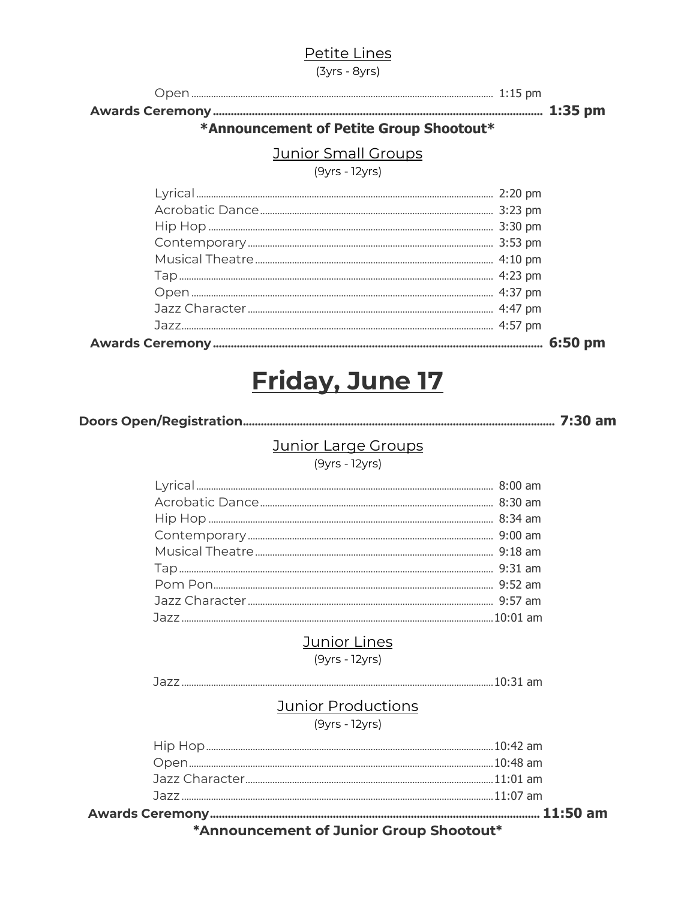### Petite Lines
(3yrs - 8yrs)

Open .......... 1:15 pm

**Awards Ceremony .......... 1:35 pm**

**\*Announcement of Petite Group Shootout\***

### Junior Small Groups
(9yrs - 12yrs)

Lyrical .......... 2:20 pm
Acrobatic Dance .......... 3:23 pm
Hip Hop .......... 3:30 pm
Contemporary .......... 3:53 pm
Musical Theatre .......... 4:10 pm
Tap .......... 4:23 pm
Open .......... 4:37 pm
Jazz Character .......... 4:47 pm
Jazz .......... 4:57 pm

**Awards Ceremony .......... 6:50 pm**

# Friday, June 17

**Doors Open/Registration .......... 7:30 am**

### Junior Large Groups
(9yrs - 12yrs)

Lyrical .......... 8:00 am
Acrobatic Dance .......... 8:30 am
Hip Hop .......... 8:34 am
Contemporary .......... 9:00 am
Musical Theatre .......... 9:18 am
Tap .......... 9:31 am
Pom Pon .......... 9:52 am
Jazz Character .......... 9:57 am
Jazz .......... 10:01 am

### Junior Lines
(9yrs - 12yrs)

Jazz .......... 10:31 am

### Junior Productions
(9yrs - 12yrs)

Hip Hop .......... 10:42 am
Open .......... 10:48 am
Jazz Character .......... 11:01 am
Jazz .......... 11:07 am

**Awards Ceremony .......... 11:50 am**

**\*Announcement of Junior Group Shootout\***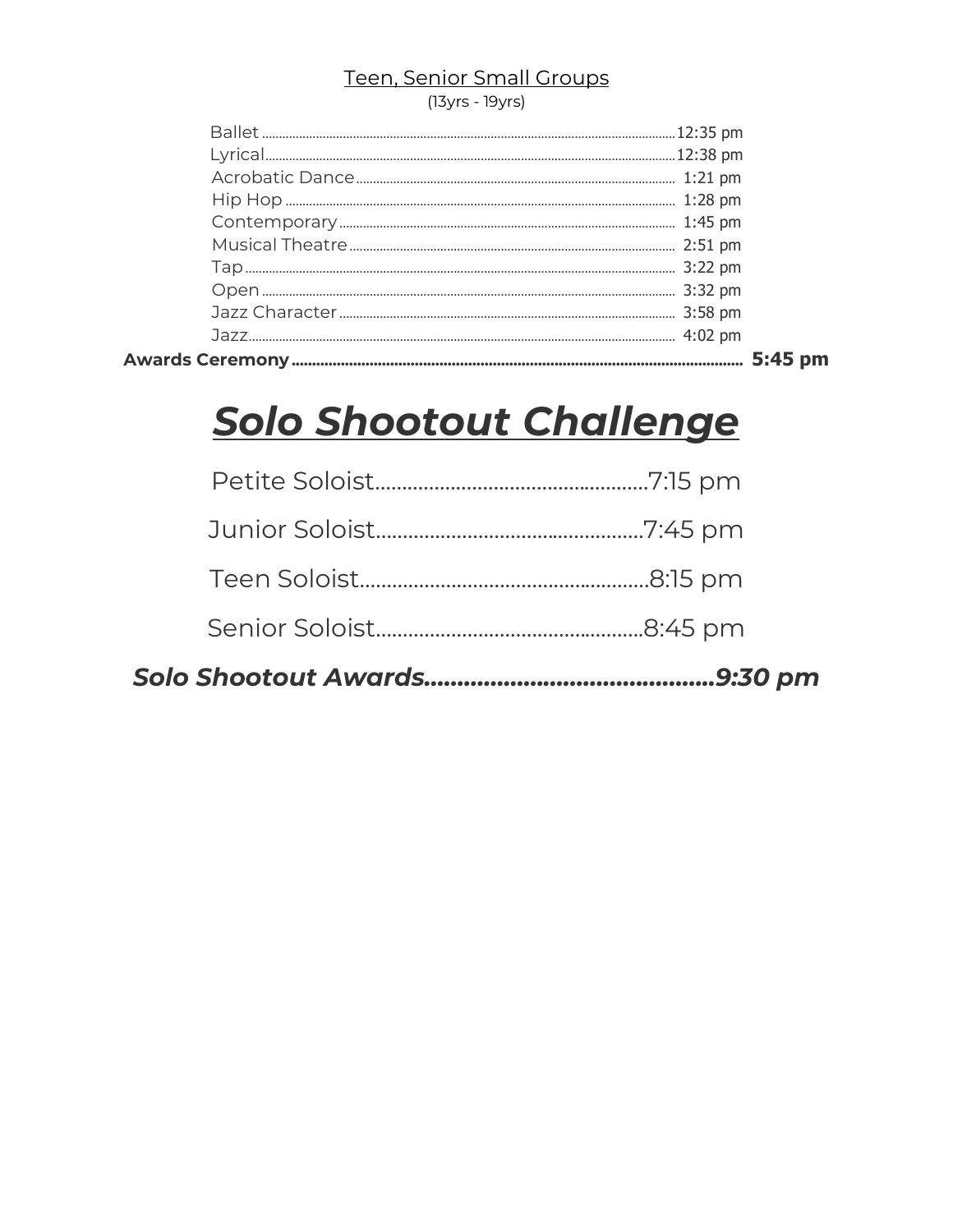## Teen, Senior Small Groups

(13yrs - 19yrs)

Ballet ........................................ 12:35 pm
Lyrical ........................................ 12:38 pm
Acrobatic Dance ........................................ 1:21 pm
Hip Hop ........................................ 1:28 pm
Contemporary ........................................ 1:45 pm
Musical Theatre ........................................ 2:51 pm
Tap ........................................ 3:22 pm
Open ........................................ 3:32 pm
Jazz Character ........................................ 3:58 pm
Jazz ........................................ 4:02 pm

**Awards Ceremony ........................................ 5:45 pm**

# ***Solo Shootout Challenge***

Petite Soloist........................................7:15 pm

Junior Soloist........................................7:45 pm

Teen Soloist........................................8:15 pm

Senior Soloist........................................8:45 pm

***Solo Shootout Awards........................................9:30 pm***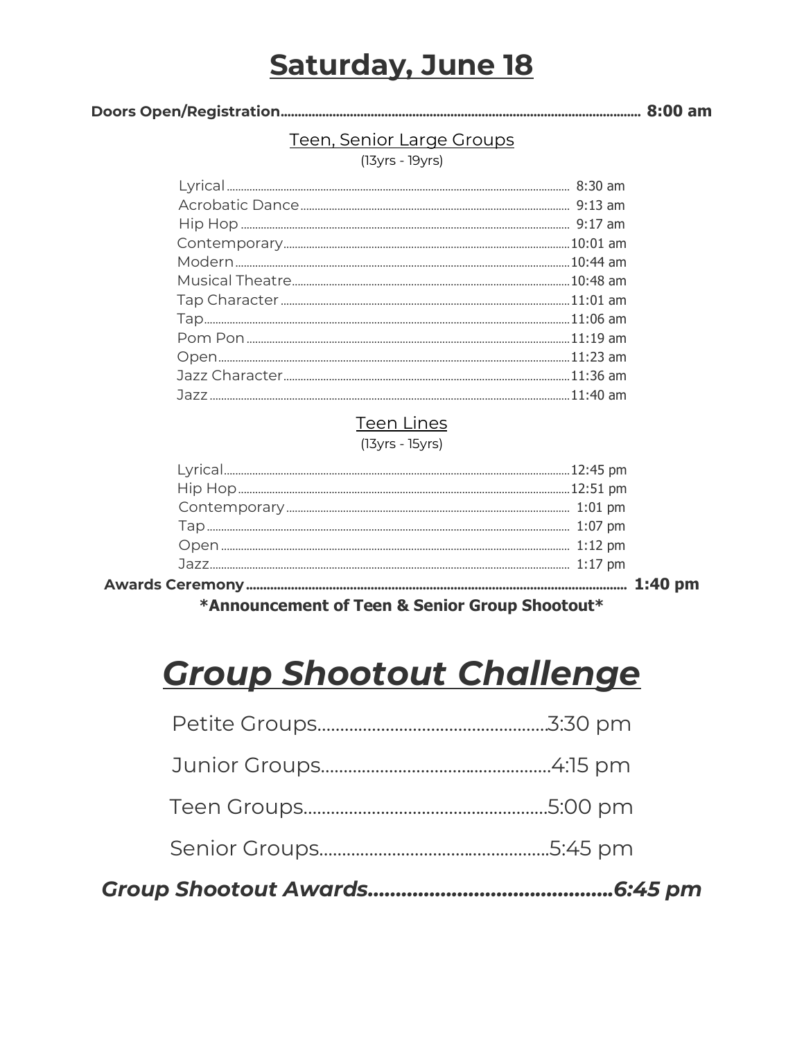# Saturday, June 18

**Doors Open/Registration........................................................................................................ 8:00 am**

## Teen, Senior Large Groups

(13yrs - 19yrs)

Lyrical........................................................................................................ 8:30 am
Acrobatic Dance.............................................................................................. 9:13 am
Hip Hop...................................................................................................... 9:17 am
Contemporary................................................................................................ 10:01 am
Modern....................................................................................................... 10:44 am
Musical Theatre.............................................................................................. 10:48 am
Tap Character................................................................................................ 11:01 am
Tap.......................................................................................................... 11:06 am
Pom Pon...................................................................................................... 11:19 am
Open......................................................................................................... 11:23 am
Jazz Character............................................................................................... 11:36 am
Jazz......................................................................................................... 11:40 am

## Teen Lines

(13yrs - 15yrs)

Lyrical....................................................................................................... 12:45 pm
Hip Hop...................................................................................................... 12:51 pm
Contemporary................................................................................................. 1:01 pm
Tap........................................................................................................... 1:07 pm
Open.......................................................................................................... 1:12 pm
Jazz.......................................................................................................... 1:17 pm

**Awards Ceremony............................................................................................ 1:40 pm**

***Announcement of Teen & Senior Group Shootout***

# *Group Shootout Challenge*

Petite Groups...................................................3:30 pm

Junior Groups...................................................4:15 pm

Teen Groups.....................................................5:00 pm

Senior Groups...................................................5:45 pm

***Group Shootout Awards...........................................6:45 pm***